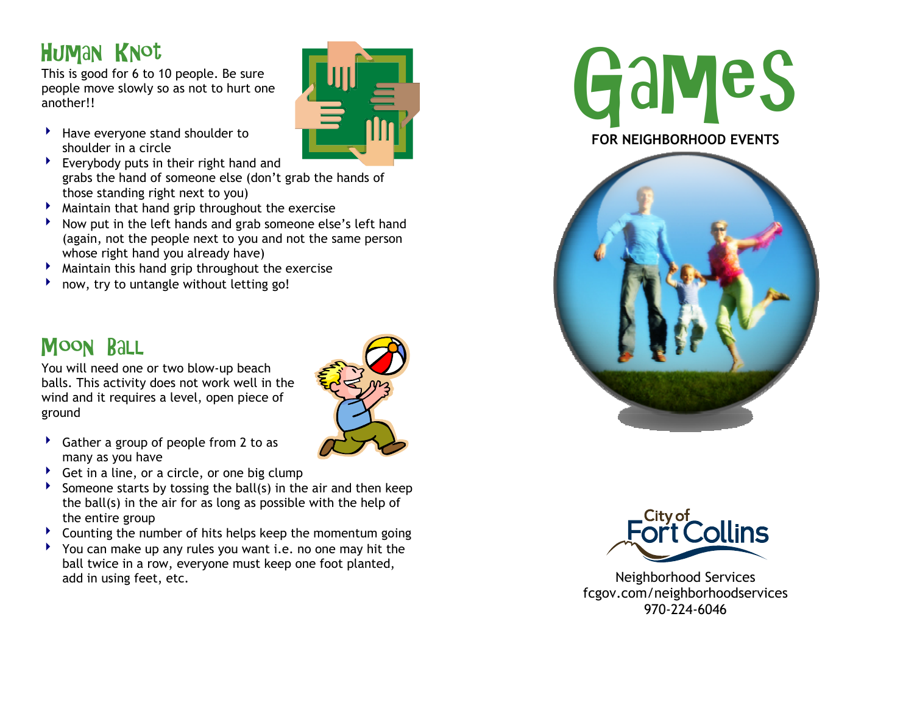## Human Knot

This is good for 6 to 10 people. Be sure people move slowly so as not to hurt one another!!

- Have everyone stand shoulder to shoulder in a circle
- Everybody puts in their right hand and grabs the hand of someone else (don't grab the hands of those standing right next to you)
- Maintain that hand grip throughout the exercise
- Now put in the left hands and grab someone else's left hand (again, not the people next to you and not the same person whose right hand you already have)
- Maintain this hand grip throughout the exercise
- now, try to untangle without letting go!

## Moon Ball

You will need one or two blow-up beach balls. This activity does not work well in the wind and it requires a level, open piece of ground

- Gather a group of people from 2 to as many as you have
- Get in a line, or a circle, or one big clump
- Someone starts by tossing the ball(s) in the air and then keep the ball(s) in the air for as long as possible with the help of the entire group
- Counting the number of hits helps keep the momentum going
- You can make up any rules you want i.e. no one may hit the ball twice in a row, everyone must keep one foot planted, add in using feet, etc.

# Games

**FOR NEIGHBORHOOD EVENTS**

City of Fort Collins

Neighborhood Services
fcgov.com/neighborhoodservices
970-224-6046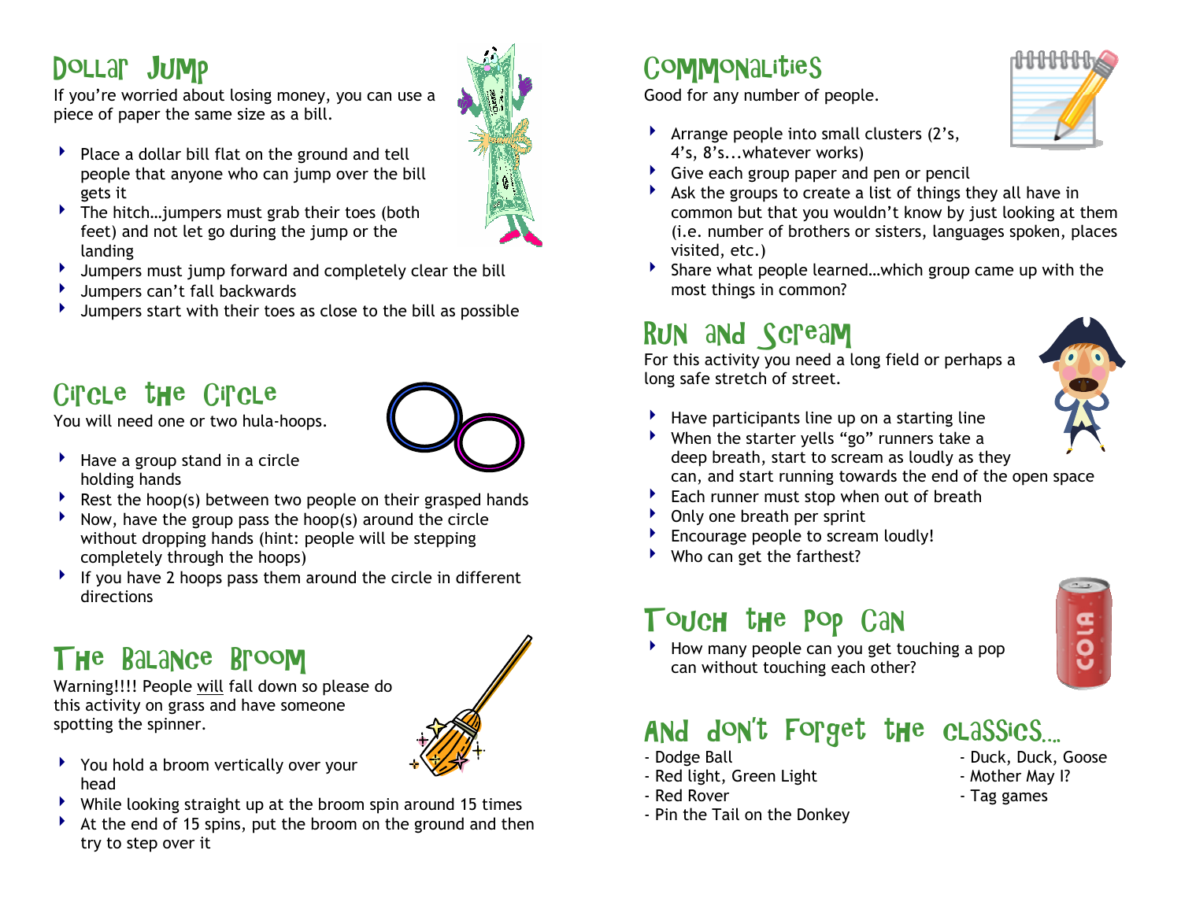## Dollar Jump

If you're worried about losing money, you can use a piece of paper the same size as a bill.

- Place a dollar bill flat on the ground and tell people that anyone who can jump over the bill gets it
- The hitch…jumpers must grab their toes (both feet) and not let go during the jump or the landing
- Jumpers must jump forward and completely clear the bill
- Jumpers can't fall backwards
- Jumpers start with their toes as close to the bill as possible

## Circle the Circle

You will need one or two hula-hoops.

- Have a group stand in a circle holding hands
- Rest the hoop(s) between two people on their grasped hands
- Now, have the group pass the hoop(s) around the circle without dropping hands (hint: people will be stepping completely through the hoops)
- If you have 2 hoops pass them around the circle in different directions

## The Balance Broom

Warning!!!! People will fall down so please do this activity on grass and have someone spotting the spinner.

- You hold a broom vertically over your head
- While looking straight up at the broom spin around 15 times
- At the end of 15 spins, put the broom on the ground and then try to step over it

## Commonalities

Good for any number of people.

- Arrange people into small clusters (2's, 4's, 8's...whatever works)
- Give each group paper and pen or pencil
- Ask the groups to create a list of things they all have in common but that you wouldn't know by just looking at them (i.e. number of brothers or sisters, languages spoken, places visited, etc.)
- Share what people learned…which group came up with the most things in common?

## Run and Scream

For this activity you need a long field or perhaps a long safe stretch of street.

- Have participants line up on a starting line
- When the starter yells "go" runners take a deep breath, start to scream as loudly as they can, and start running towards the end of the open space
- Each runner must stop when out of breath
- Only one breath per sprint
- Encourage people to scream loudly!
- Who can get the farthest?

## Touch the Pop Can

- How many people can you get touching a pop can without touching each other?

## And don't Forget the classics….

- Dodge Ball
- Red light, Green Light
- Red Rover
- Pin the Tail on the Donkey
- Duck, Duck, Goose
- Mother May I?
- Tag games